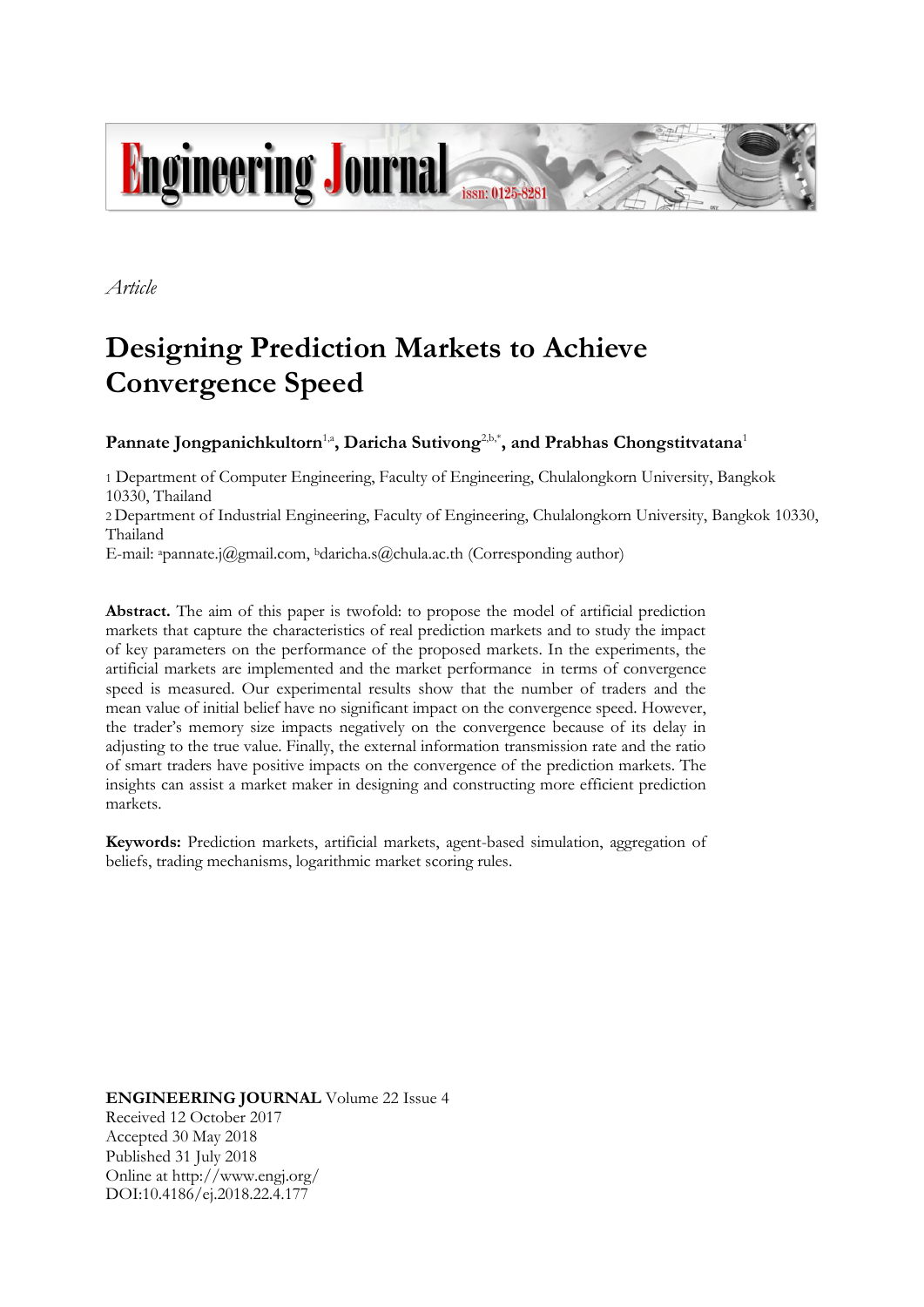*Article*

# Designing Prediction Markets to Achieve Convergence Speed

**Pannate Jongpanichkultorn**[1,a], **Daricha Sutivong**[2,b,*], **and Prabhas Chongstitvatana**[1]

1 Department of Computer Engineering, Faculty of Engineering, Chulalongkorn University, Bangkok 10330, Thailand

2 Department of Industrial Engineering, Faculty of Engineering, Chulalongkorn University, Bangkok 10330, Thailand

E-mail: [a]pannate.j@gmail.com, [b]daricha.s@chula.ac.th (Corresponding author)

**Abstract.** The aim of this paper is twofold: to propose the model of artificial prediction markets that capture the characteristics of real prediction markets and to study the impact of key parameters on the performance of the proposed markets. In the experiments, the artificial markets are implemented and the market performance in terms of convergence speed is measured. Our experimental results show that the number of traders and the mean value of initial belief have no significant impact on the convergence speed. However, the trader's memory size impacts negatively on the convergence because of its delay in adjusting to the true value. Finally, the external information transmission rate and the ratio of smart traders have positive impacts on the convergence of the prediction markets. The insights can assist a market maker in designing and constructing more efficient prediction markets.

**Keywords:** Prediction markets, artificial markets, agent-based simulation, aggregation of beliefs, trading mechanisms, logarithmic market scoring rules.

**ENGINEERING JOURNAL** Volume 22 Issue 4
Received 12 October 2017
Accepted 30 May 2018
Published 31 July 2018
Online at http://www.engj.org/
DOI:10.4186/ej.2018.22.4.177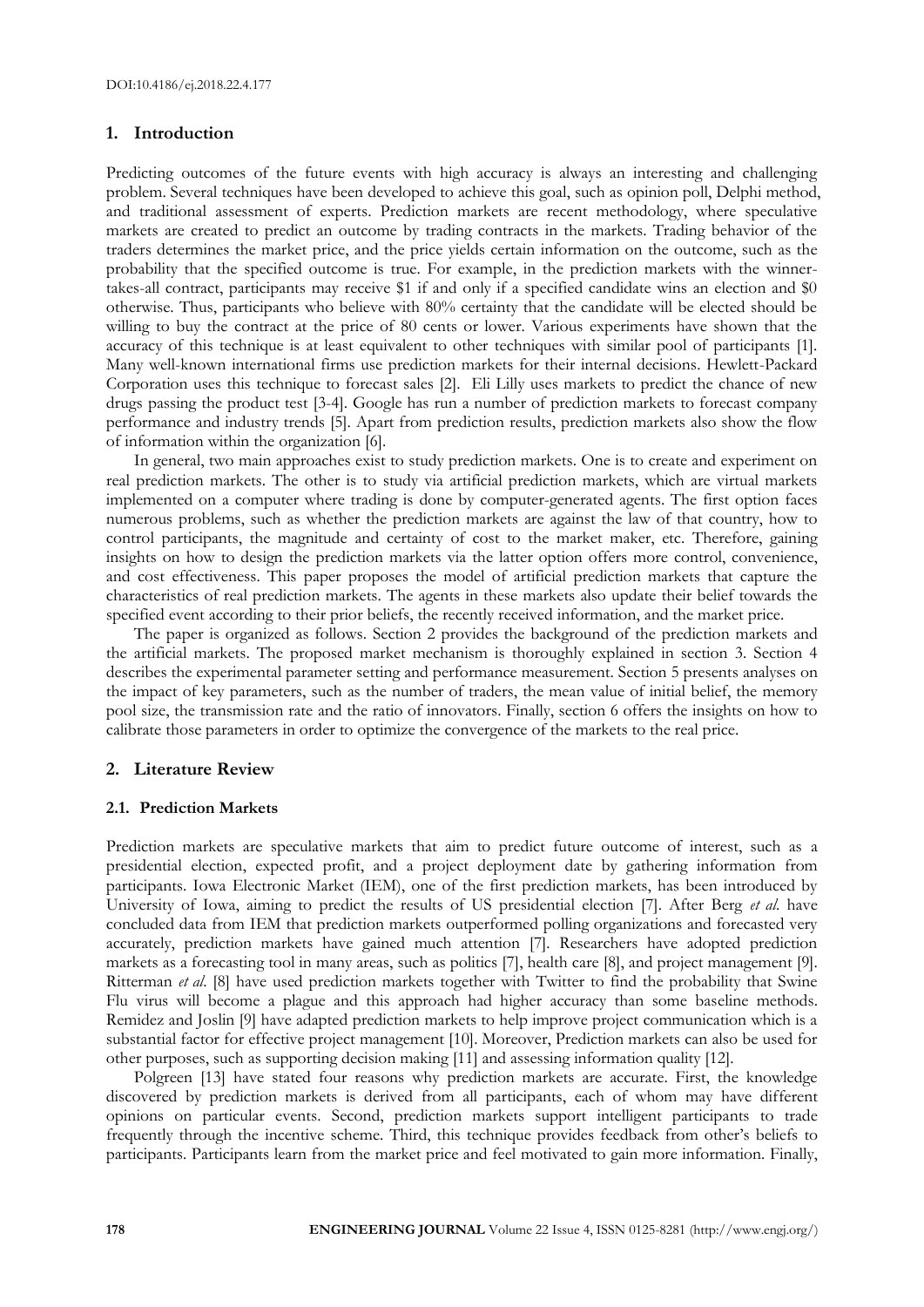## 1. Introduction

Predicting outcomes of the future events with high accuracy is always an interesting and challenging problem. Several techniques have been developed to achieve this goal, such as opinion poll, Delphi method, and traditional assessment of experts. Prediction markets are recent methodology, where speculative markets are created to predict an outcome by trading contracts in the markets. Trading behavior of the traders determines the market price, and the price yields certain information on the outcome, such as the probability that the specified outcome is true. For example, in the prediction markets with the winner-takes-all contract, participants may receive $1 if and only if a specified candidate wins an election and $0 otherwise. Thus, participants who believe with 80% certainty that the candidate will be elected should be willing to buy the contract at the price of 80 cents or lower. Various experiments have shown that the accuracy of this technique is at least equivalent to other techniques with similar pool of participants [1]. Many well-known international firms use prediction markets for their internal decisions. Hewlett-Packard Corporation uses this technique to forecast sales [2]. Eli Lilly uses markets to predict the chance of new drugs passing the product test [3-4]. Google has run a number of prediction markets to forecast company performance and industry trends [5]. Apart from prediction results, prediction markets also show the flow of information within the organization [6].

In general, two main approaches exist to study prediction markets. One is to create and experiment on real prediction markets. The other is to study via artificial prediction markets, which are virtual markets implemented on a computer where trading is done by computer-generated agents. The first option faces numerous problems, such as whether the prediction markets are against the law of that country, how to control participants, the magnitude and certainty of cost to the market maker, etc. Therefore, gaining insights on how to design the prediction markets via the latter option offers more control, convenience, and cost effectiveness. This paper proposes the model of artificial prediction markets that capture the characteristics of real prediction markets. The agents in these markets also update their belief towards the specified event according to their prior beliefs, the recently received information, and the market price.

The paper is organized as follows. Section 2 provides the background of the prediction markets and the artificial markets. The proposed market mechanism is thoroughly explained in section 3. Section 4 describes the experimental parameter setting and performance measurement. Section 5 presents analyses on the impact of key parameters, such as the number of traders, the mean value of initial belief, the memory pool size, the transmission rate and the ratio of innovators. Finally, section 6 offers the insights on how to calibrate those parameters in order to optimize the convergence of the markets to the real price.

## 2. Literature Review

### 2.1. Prediction Markets

Prediction markets are speculative markets that aim to predict future outcome of interest, such as a presidential election, expected profit, and a project deployment date by gathering information from participants. Iowa Electronic Market (IEM), one of the first prediction markets, has been introduced by University of Iowa, aiming to predict the results of US presidential election [7]. After Berg *et al.* have concluded data from IEM that prediction markets outperformed polling organizations and forecasted very accurately, prediction markets have gained much attention [7]. Researchers have adopted prediction markets as a forecasting tool in many areas, such as politics [7], health care [8], and project management [9]. Ritterman *et al.* [8] have used prediction markets together with Twitter to find the probability that Swine Flu virus will become a plague and this approach had higher accuracy than some baseline methods. Remidez and Joslin [9] have adapted prediction markets to help improve project communication which is a substantial factor for effective project management [10]. Moreover, Prediction markets can also be used for other purposes, such as supporting decision making [11] and assessing information quality [12].

Polgreen [13] have stated four reasons why prediction markets are accurate. First, the knowledge discovered by prediction markets is derived from all participants, each of whom may have different opinions on particular events. Second, prediction markets support intelligent participants to trade frequently through the incentive scheme. Third, this technique provides feedback from other's beliefs to participants. Participants learn from the market price and feel motivated to gain more information. Finally,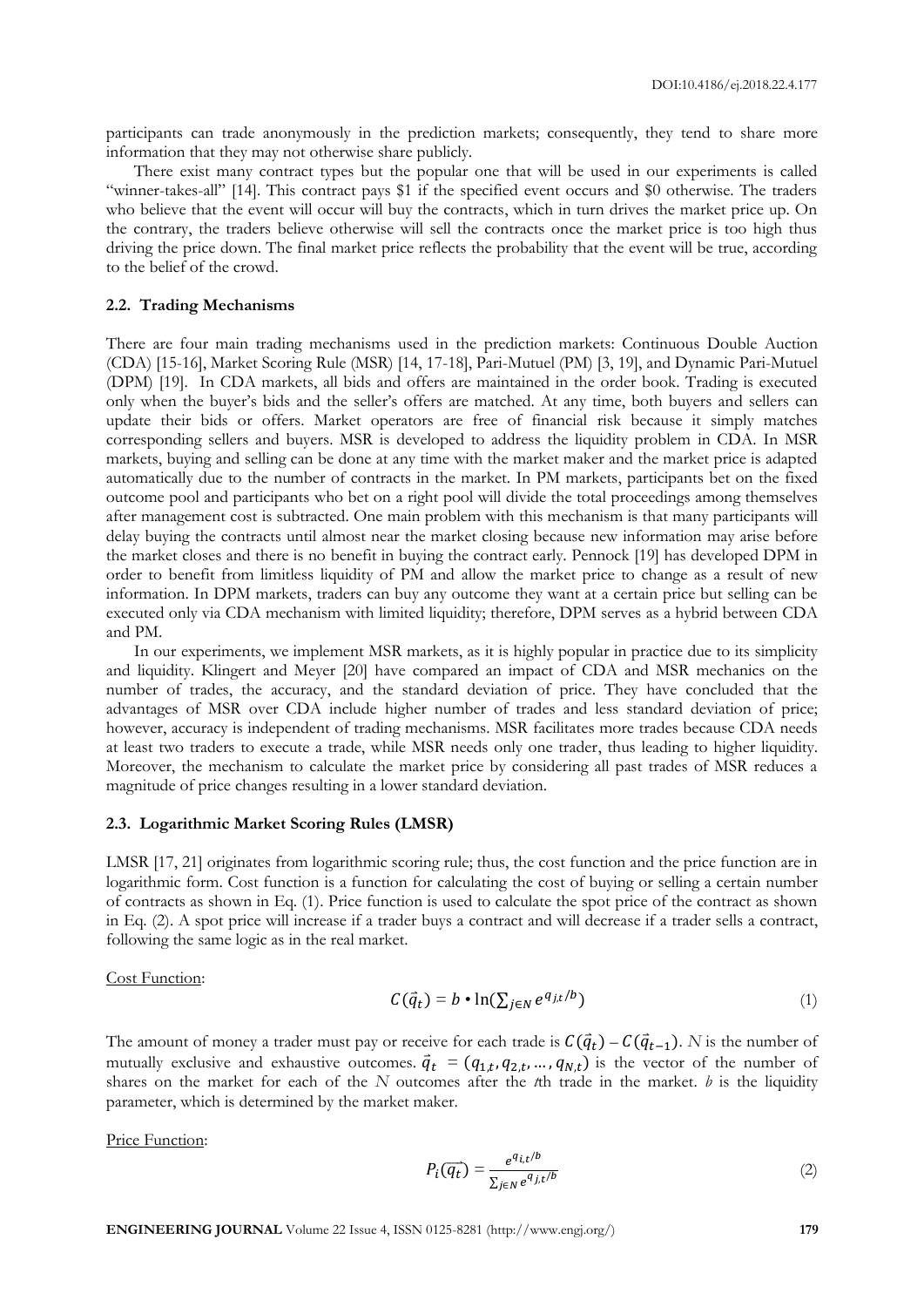participants can trade anonymously in the prediction markets; consequently, they tend to share more information that they may not otherwise share publicly.

There exist many contract types but the popular one that will be used in our experiments is called "winner-takes-all" [14]. This contract pays \$1 if the specified event occurs and \$0 otherwise. The traders who believe that the event will occur will buy the contracts, which in turn drives the market price up. On the contrary, the traders believe otherwise will sell the contracts once the market price is too high thus driving the price down. The final market price reflects the probability that the event will be true, according to the belief of the crowd.

### 2.2. Trading Mechanisms

There are four main trading mechanisms used in the prediction markets: Continuous Double Auction (CDA) [15-16], Market Scoring Rule (MSR) [14, 17-18], Pari-Mutuel (PM) [3, 19], and Dynamic Pari-Mutuel (DPM) [19]. In CDA markets, all bids and offers are maintained in the order book. Trading is executed only when the buyer's bids and the seller's offers are matched. At any time, both buyers and sellers can update their bids or offers. Market operators are free of financial risk because it simply matches corresponding sellers and buyers. MSR is developed to address the liquidity problem in CDA. In MSR markets, buying and selling can be done at any time with the market maker and the market price is adapted automatically due to the number of contracts in the market. In PM markets, participants bet on the fixed outcome pool and participants who bet on a right pool will divide the total proceedings among themselves after management cost is subtracted. One main problem with this mechanism is that many participants will delay buying the contracts until almost near the market closing because new information may arise before the market closes and there is no benefit in buying the contract early. Pennock [19] has developed DPM in order to benefit from limitless liquidity of PM and allow the market price to change as a result of new information. In DPM markets, traders can buy any outcome they want at a certain price but selling can be executed only via CDA mechanism with limited liquidity; therefore, DPM serves as a hybrid between CDA and PM.

In our experiments, we implement MSR markets, as it is highly popular in practice due to its simplicity and liquidity. Klingert and Meyer [20] have compared an impact of CDA and MSR mechanics on the number of trades, the accuracy, and the standard deviation of price. They have concluded that the advantages of MSR over CDA include higher number of trades and less standard deviation of price; however, accuracy is independent of trading mechanisms. MSR facilitates more trades because CDA needs at least two traders to execute a trade, while MSR needs only one trader, thus leading to higher liquidity. Moreover, the mechanism to calculate the market price by considering all past trades of MSR reduces a magnitude of price changes resulting in a lower standard deviation.

### 2.3. Logarithmic Market Scoring Rules (LMSR)

LMSR [17, 21] originates from logarithmic scoring rule; thus, the cost function and the price function are in logarithmic form. Cost function is a function for calculating the cost of buying or selling a certain number of contracts as shown in Eq. (1). Price function is used to calculate the spot price of the contract as shown in Eq. (2). A spot price will increase if a trader buys a contract and will decrease if a trader sells a contract, following the same logic as in the real market.

Cost Function:

$$C(\vec{q}_t) = b \cdot \ln\left(\sum_{j \in N} e^{q_{j,t}/b}\right) \tag{1}$$

The amount of money a trader must pay or receive for each trade is $C(\vec{q}_t) - C(\vec{q}_{t-1})$. $N$ is the number of mutually exclusive and exhaustive outcomes. $\vec{q}_t = (q_{1,t}, q_{2,t}, \ldots, q_{N,t})$ is the vector of the number of shares on the market for each of the $N$ outcomes after the $t$th trade in the market. $b$ is the liquidity parameter, which is determined by the market maker.

Price Function:

$$P_i(\vec{q_t}) = \frac{e^{q_{i,t}/b}}{\sum_{j \in N} e^{q_{j,t}/b}} \tag{2}$$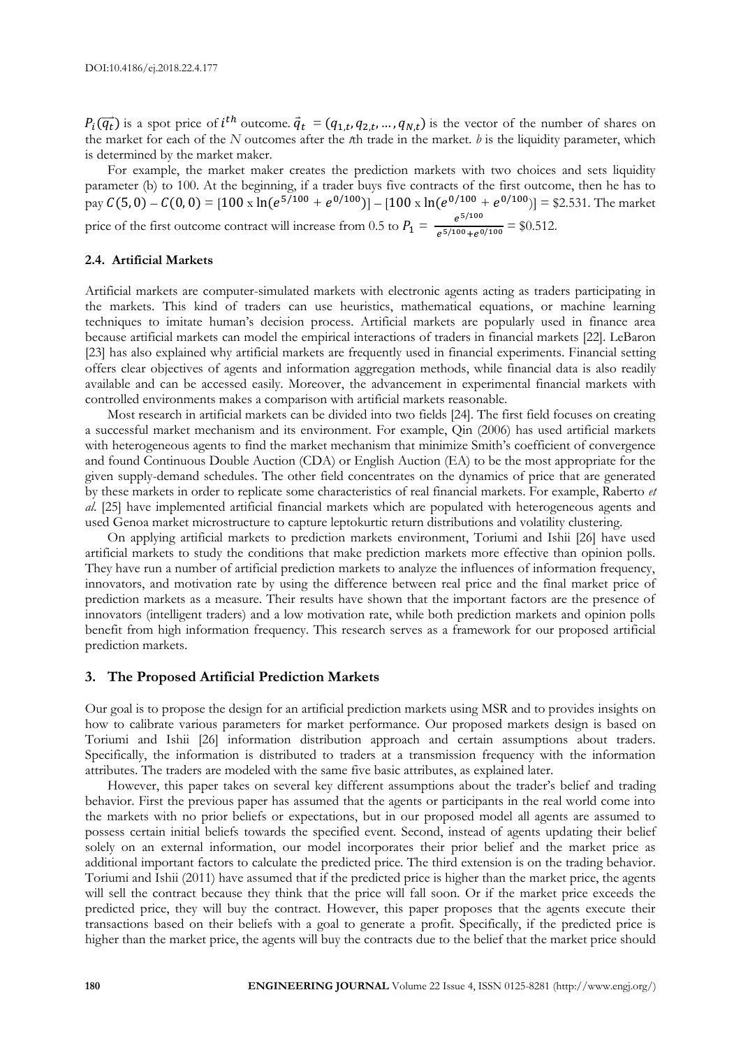$P_i(\vec{q_t})$ is a spot price of $i^{th}$ outcome. $\vec{q}_t = (q_{1,t}, q_{2,t}, \ldots, q_{N,t})$ is the vector of the number of shares on the market for each of the $N$ outcomes after the $t$th trade in the market. $b$ is the liquidity parameter, which is determined by the market maker.

For example, the market maker creates the prediction markets with two choices and sets liquidity parameter (b) to 100. At the beginning, if a trader buys five contracts of the first outcome, then he has to pay $C(5, 0) - C(0, 0) = [100 \times \ln(e^{5/100} + e^{0/100})] - [100 \times \ln(e^{0/100} + e^{0/100})]$ = \$2.531. The market price of the first outcome contract will increase from 0.5 to $P_1 = \frac{e^{5/100}}{e^{5/100} + e^{0/100}}$ = \$0.512.

### 2.4. Artificial Markets

Artificial markets are computer-simulated markets with electronic agents acting as traders participating in the markets. This kind of traders can use heuristics, mathematical equations, or machine learning techniques to imitate human's decision process. Artificial markets are popularly used in finance area because artificial markets can model the empirical interactions of traders in financial markets [22]. LeBaron [23] has also explained why artificial markets are frequently used in financial experiments. Financial setting offers clear objectives of agents and information aggregation methods, while financial data is also readily available and can be accessed easily. Moreover, the advancement in experimental financial markets with controlled environments makes a comparison with artificial markets reasonable.

Most research in artificial markets can be divided into two fields [24]. The first field focuses on creating a successful market mechanism and its environment. For example, Qin (2006) has used artificial markets with heterogeneous agents to find the market mechanism that minimize Smith's coefficient of convergence and found Continuous Double Auction (CDA) or English Auction (EA) to be the most appropriate for the given supply-demand schedules. The other field concentrates on the dynamics of price that are generated by these markets in order to replicate some characteristics of real financial markets. For example, Raberto *et al.* [25] have implemented artificial financial markets which are populated with heterogeneous agents and used Genoa market microstructure to capture leptokurtic return distributions and volatility clustering.

On applying artificial markets to prediction markets environment, Toriumi and Ishii [26] have used artificial markets to study the conditions that make prediction markets more effective than opinion polls. They have run a number of artificial prediction markets to analyze the influences of information frequency, innovators, and motivation rate by using the difference between real price and the final market price of prediction markets as a measure. Their results have shown that the important factors are the presence of innovators (intelligent traders) and a low motivation rate, while both prediction markets and opinion polls benefit from high information frequency. This research serves as a framework for our proposed artificial prediction markets.

## 3. The Proposed Artificial Prediction Markets

Our goal is to propose the design for an artificial prediction markets using MSR and to provides insights on how to calibrate various parameters for market performance. Our proposed markets design is based on Toriumi and Ishii [26] information distribution approach and certain assumptions about traders. Specifically, the information is distributed to traders at a transmission frequency with the information attributes. The traders are modeled with the same five basic attributes, as explained later.

However, this paper takes on several key different assumptions about the trader's belief and trading behavior. First the previous paper has assumed that the agents or participants in the real world come into the markets with no prior beliefs or expectations, but in our proposed model all agents are assumed to possess certain initial beliefs towards the specified event. Second, instead of agents updating their belief solely on an external information, our model incorporates their prior belief and the market price as additional important factors to calculate the predicted price. The third extension is on the trading behavior. Toriumi and Ishii (2011) have assumed that if the predicted price is higher than the market price, the agents will sell the contract because they think that the price will fall soon. Or if the market price exceeds the predicted price, they will buy the contract. However, this paper proposes that the agents execute their transactions based on their beliefs with a goal to generate a profit. Specifically, if the predicted price is higher than the market price, the agents will buy the contracts due to the belief that the market price should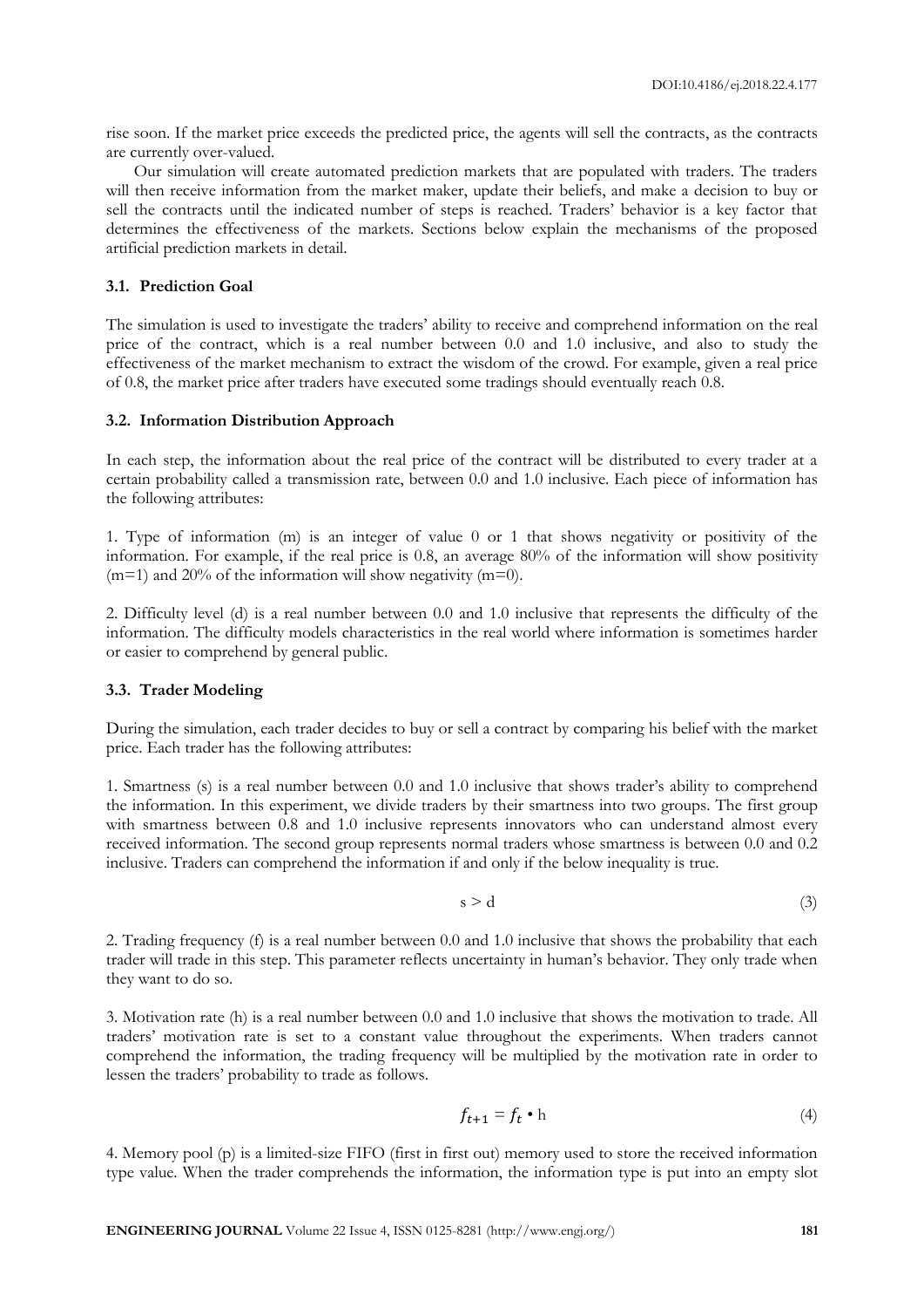rise soon. If the market price exceeds the predicted price, the agents will sell the contracts, as the contracts are currently over-valued.

Our simulation will create automated prediction markets that are populated with traders. The traders will then receive information from the market maker, update their beliefs, and make a decision to buy or sell the contracts until the indicated number of steps is reached. Traders' behavior is a key factor that determines the effectiveness of the markets. Sections below explain the mechanisms of the proposed artificial prediction markets in detail.

### 3.1. Prediction Goal

The simulation is used to investigate the traders' ability to receive and comprehend information on the real price of the contract, which is a real number between 0.0 and 1.0 inclusive, and also to study the effectiveness of the market mechanism to extract the wisdom of the crowd. For example, given a real price of 0.8, the market price after traders have executed some tradings should eventually reach 0.8.

### 3.2. Information Distribution Approach

In each step, the information about the real price of the contract will be distributed to every trader at a certain probability called a transmission rate, between 0.0 and 1.0 inclusive. Each piece of information has the following attributes:

1. Type of information (m) is an integer of value 0 or 1 that shows negativity or positivity of the information. For example, if the real price is 0.8, an average 80% of the information will show positivity (m=1) and 20% of the information will show negativity (m=0).

2. Difficulty level (d) is a real number between 0.0 and 1.0 inclusive that represents the difficulty of the information. The difficulty models characteristics in the real world where information is sometimes harder or easier to comprehend by general public.

### 3.3. Trader Modeling

During the simulation, each trader decides to buy or sell a contract by comparing his belief with the market price. Each trader has the following attributes:

1. Smartness (s) is a real number between 0.0 and 1.0 inclusive that shows trader's ability to comprehend the information. In this experiment, we divide traders by their smartness into two groups. The first group with smartness between 0.8 and 1.0 inclusive represents innovators who can understand almost every received information. The second group represents normal traders whose smartness is between 0.0 and 0.2 inclusive. Traders can comprehend the information if and only if the below inequality is true.

$$s > d \tag{3}$$

2. Trading frequency (f) is a real number between 0.0 and 1.0 inclusive that shows the probability that each trader will trade in this step. This parameter reflects uncertainty in human's behavior. They only trade when they want to do so.

3. Motivation rate (h) is a real number between 0.0 and 1.0 inclusive that shows the motivation to trade. All traders' motivation rate is set to a constant value throughout the experiments. When traders cannot comprehend the information, the trading frequency will be multiplied by the motivation rate in order to lessen the traders' probability to trade as follows.

$$f_{t+1} = f_t \cdot h \tag{4}$$

4. Memory pool (p) is a limited-size FIFO (first in first out) memory used to store the received information type value. When the trader comprehends the information, the information type is put into an empty slot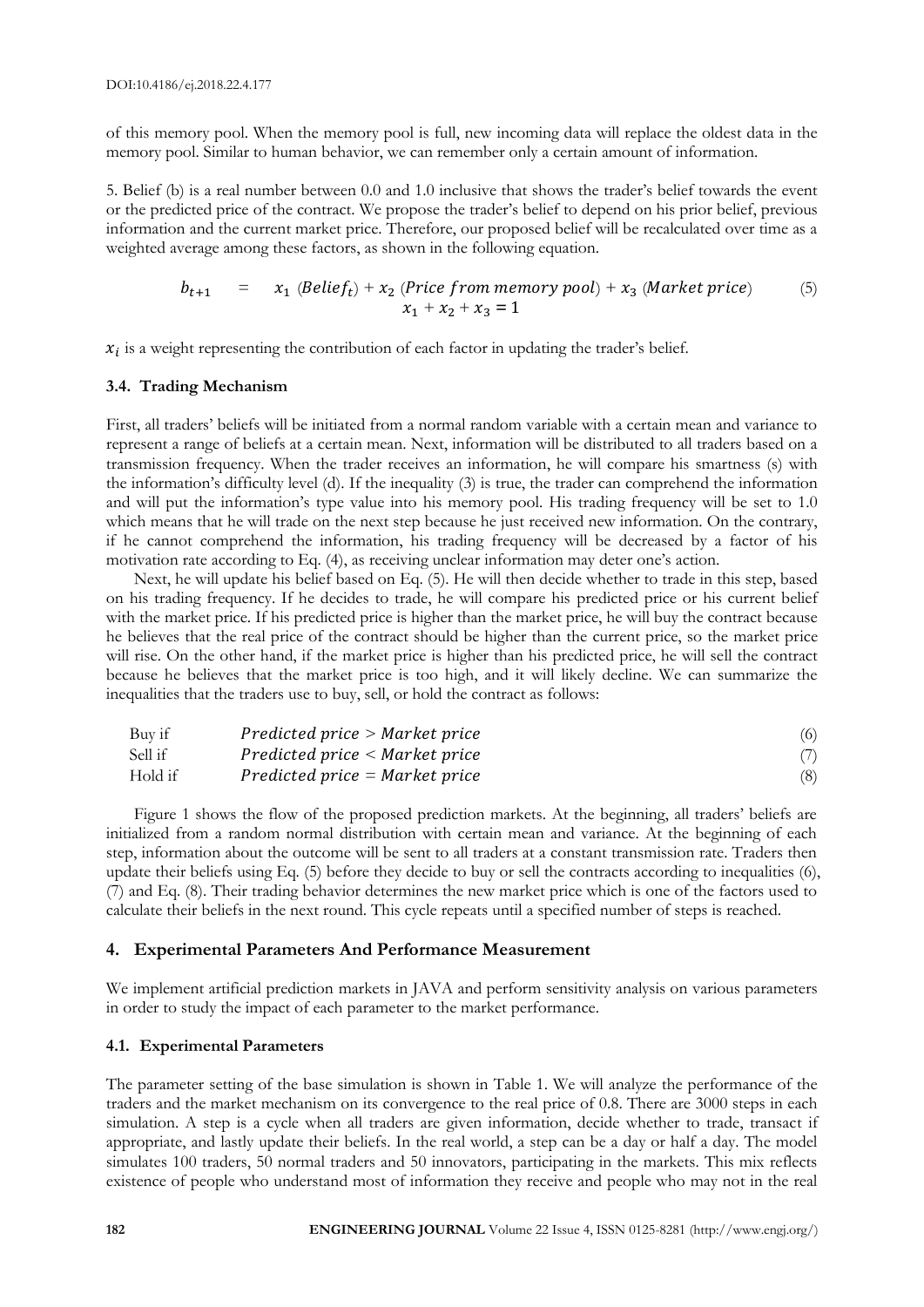of this memory pool. When the memory pool is full, new incoming data will replace the oldest data in the memory pool. Similar to human behavior, we can remember only a certain amount of information.

5. Belief (b) is a real number between 0.0 and 1.0 inclusive that shows the trader's belief towards the event or the predicted price of the contract. We propose the trader's belief to depend on his prior belief, previous information and the current market price. Therefore, our proposed belief will be recalculated over time as a weighted average among these factors, as shown in the following equation.

$$b_{t+1} = x_1\ (Belief_t) + x_2\ (Price\ from\ memory\ pool) + x_3\ (Market\ price) \tag{5}$$
$$x_1 + x_2 + x_3 = 1$$

$x_i$ is a weight representing the contribution of each factor in updating the trader's belief.

### 3.4. Trading Mechanism

First, all traders' beliefs will be initiated from a normal random variable with a certain mean and variance to represent a range of beliefs at a certain mean. Next, information will be distributed to all traders based on a transmission frequency. When the trader receives an information, he will compare his smartness (s) with the information's difficulty level (d). If the inequality (3) is true, the trader can comprehend the information and will put the information's type value into his memory pool. His trading frequency will be set to 1.0 which means that he will trade on the next step because he just received new information. On the contrary, if he cannot comprehend the information, his trading frequency will be decreased by a factor of his motivation rate according to Eq. (4), as receiving unclear information may deter one's action.

Next, he will update his belief based on Eq. (5). He will then decide whether to trade in this step, based on his trading frequency. If he decides to trade, he will compare his predicted price or his current belief with the market price. If his predicted price is higher than the market price, he will buy the contract because he believes that the real price of the contract should be higher than the current price, so the market price will rise. On the other hand, if the market price is higher than his predicted price, he will sell the contract because he believes that the market price is too high, and it will likely decline. We can summarize the inequalities that the traders use to buy, sell, or hold the contract as follows:

Buy if $\quad Predicted\ price > Market\ price \qquad (6)$

Sell if $\quad Predicted\ price < Market\ price \qquad (7)$

Hold if $\quad Predicted\ price = Market\ price \qquad (8)$

Figure 1 shows the flow of the proposed prediction markets. At the beginning, all traders' beliefs are initialized from a random normal distribution with certain mean and variance. At the beginning of each step, information about the outcome will be sent to all traders at a constant transmission rate. Traders then update their beliefs using Eq. (5) before they decide to buy or sell the contracts according to inequalities (6), (7) and Eq. (8). Their trading behavior determines the new market price which is one of the factors used to calculate their beliefs in the next round. This cycle repeats until a specified number of steps is reached.

## 4. Experimental Parameters And Performance Measurement

We implement artificial prediction markets in JAVA and perform sensitivity analysis on various parameters in order to study the impact of each parameter to the market performance.

### 4.1. Experimental Parameters

The parameter setting of the base simulation is shown in Table 1. We will analyze the performance of the traders and the market mechanism on its convergence to the real price of 0.8. There are 3000 steps in each simulation. A step is a cycle when all traders are given information, decide whether to trade, transact if appropriate, and lastly update their beliefs. In the real world, a step can be a day or half a day. The model simulates 100 traders, 50 normal traders and 50 innovators, participating in the markets. This mix reflects existence of people who understand most of information they receive and people who may not in the real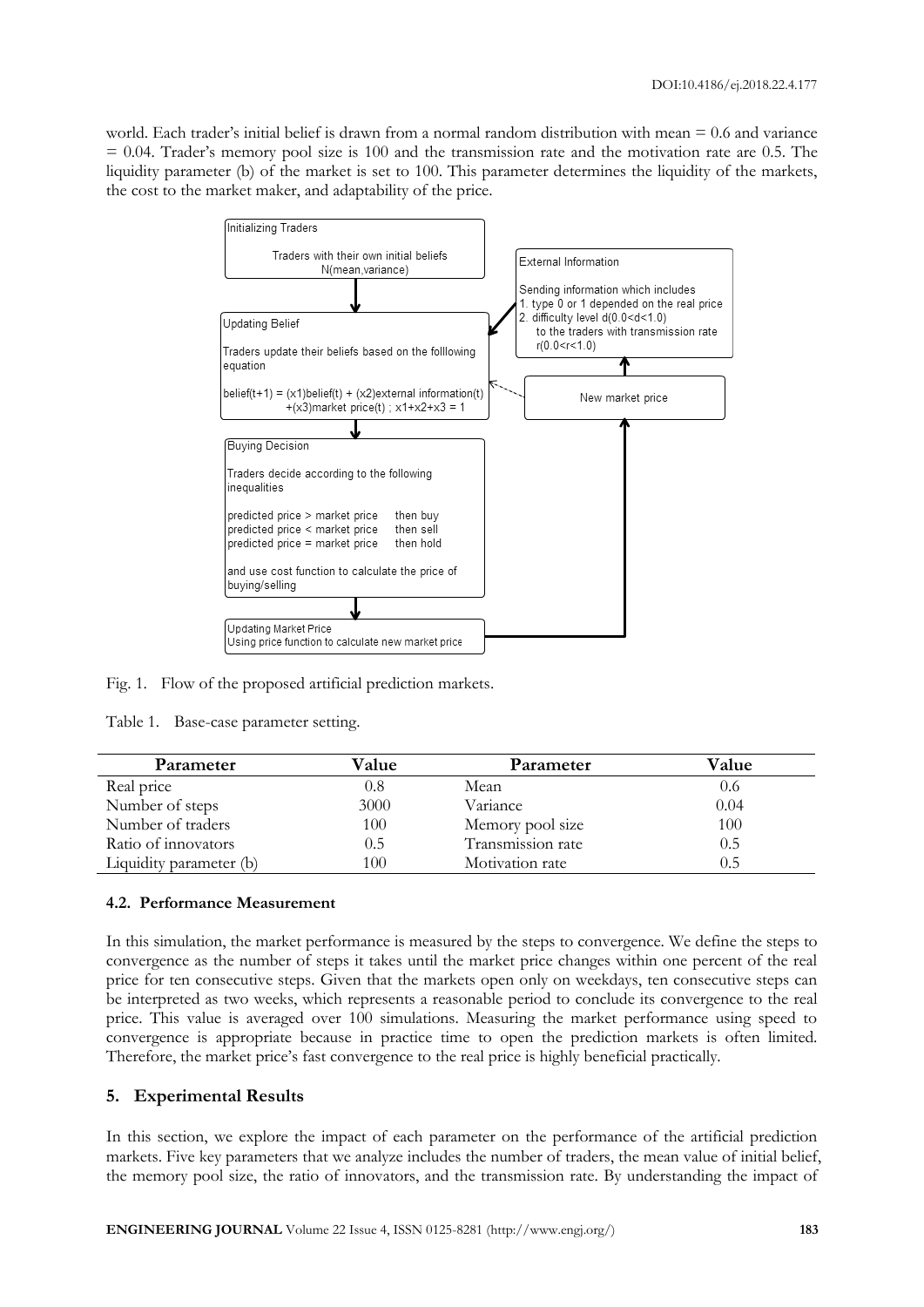world. Each trader's initial belief is drawn from a normal random distribution with mean = 0.6 and variance = 0.04. Trader's memory pool size is 100 and the transmission rate and the motivation rate are 0.5. The liquidity parameter (b) of the market is set to 100. This parameter determines the liquidity of the markets, the cost to the market maker, and adaptability of the price.

Fig. 1. Flow of the proposed artificial prediction markets.

Table 1. Base-case parameter setting.

| Parameter | Value | Parameter | Value |
|---|---|---|---|
| Real price | 0.8 | Mean | 0.6 |
| Number of steps | 3000 | Variance | 0.04 |
| Number of traders | 100 | Memory pool size | 100 |
| Ratio of innovators | 0.5 | Transmission rate | 0.5 |
| Liquidity parameter (b) | 100 | Motivation rate | 0.5 |

### 4.2. Performance Measurement

In this simulation, the market performance is measured by the steps to convergence. We define the steps to convergence as the number of steps it takes until the market price changes within one percent of the real price for ten consecutive steps. Given that the markets open only on weekdays, ten consecutive steps can be interpreted as two weeks, which represents a reasonable period to conclude its convergence to the real price. This value is averaged over 100 simulations. Measuring the market performance using speed to convergence is appropriate because in practice time to open the prediction markets is often limited. Therefore, the market price's fast convergence to the real price is highly beneficial practically.

## 5. Experimental Results

In this section, we explore the impact of each parameter on the performance of the artificial prediction markets. Five key parameters that we analyze includes the number of traders, the mean value of initial belief, the memory pool size, the ratio of innovators, and the transmission rate. By understanding the impact of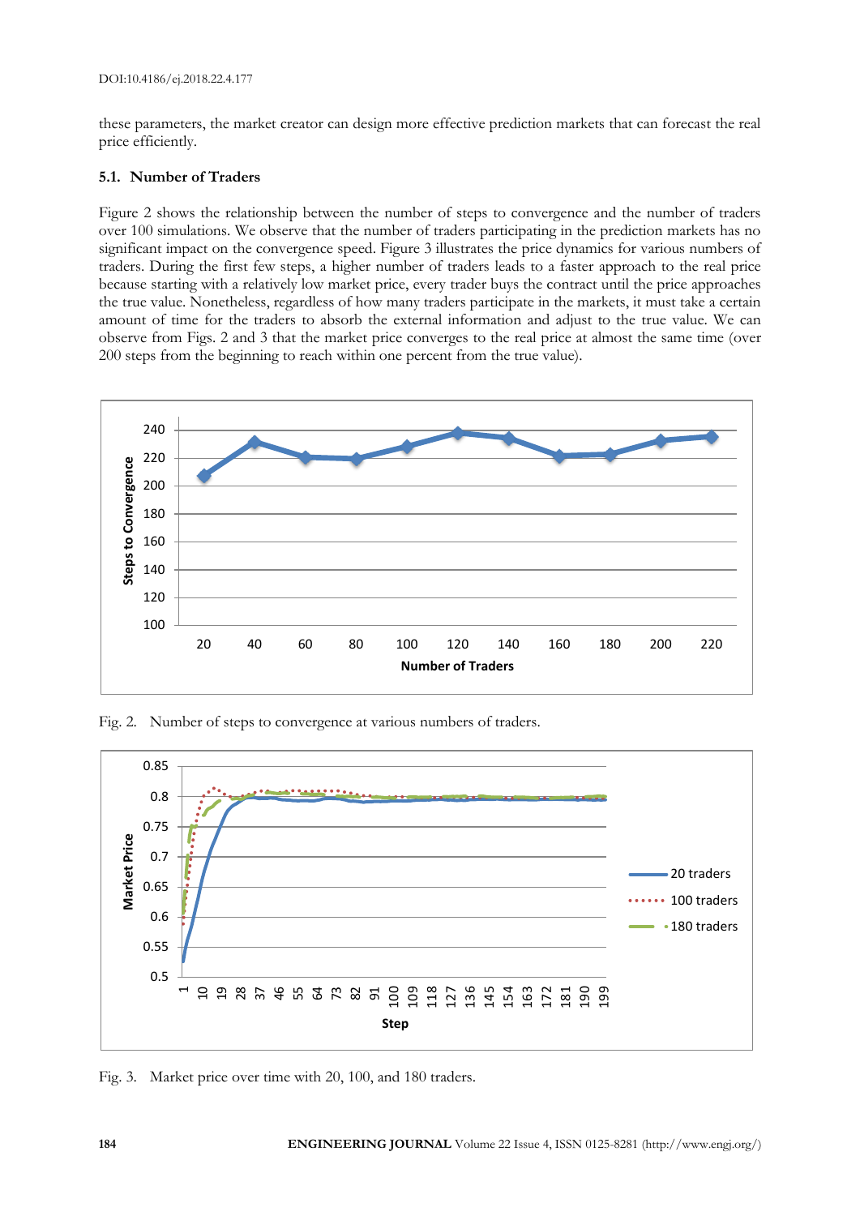these parameters, the market creator can design more effective prediction markets that can forecast the real price efficiently.

### 5.1. Number of Traders

Figure 2 shows the relationship between the number of steps to convergence and the number of traders over 100 simulations. We observe that the number of traders participating in the prediction markets has no significant impact on the convergence speed. Figure 3 illustrates the price dynamics for various numbers of traders. During the first few steps, a higher number of traders leads to a faster approach to the real price because starting with a relatively low market price, every trader buys the contract until the price approaches the true value. Nonetheless, regardless of how many traders participate in the markets, it must take a certain amount of time for the traders to absorb the external information and adjust to the true value. We can observe from Figs. 2 and 3 that the market price converges to the real price at almost the same time (over 200 steps from the beginning to reach within one percent from the true value).

Fig. 2. Number of steps to convergence at various numbers of traders.

Fig. 3. Market price over time with 20, 100, and 180 traders.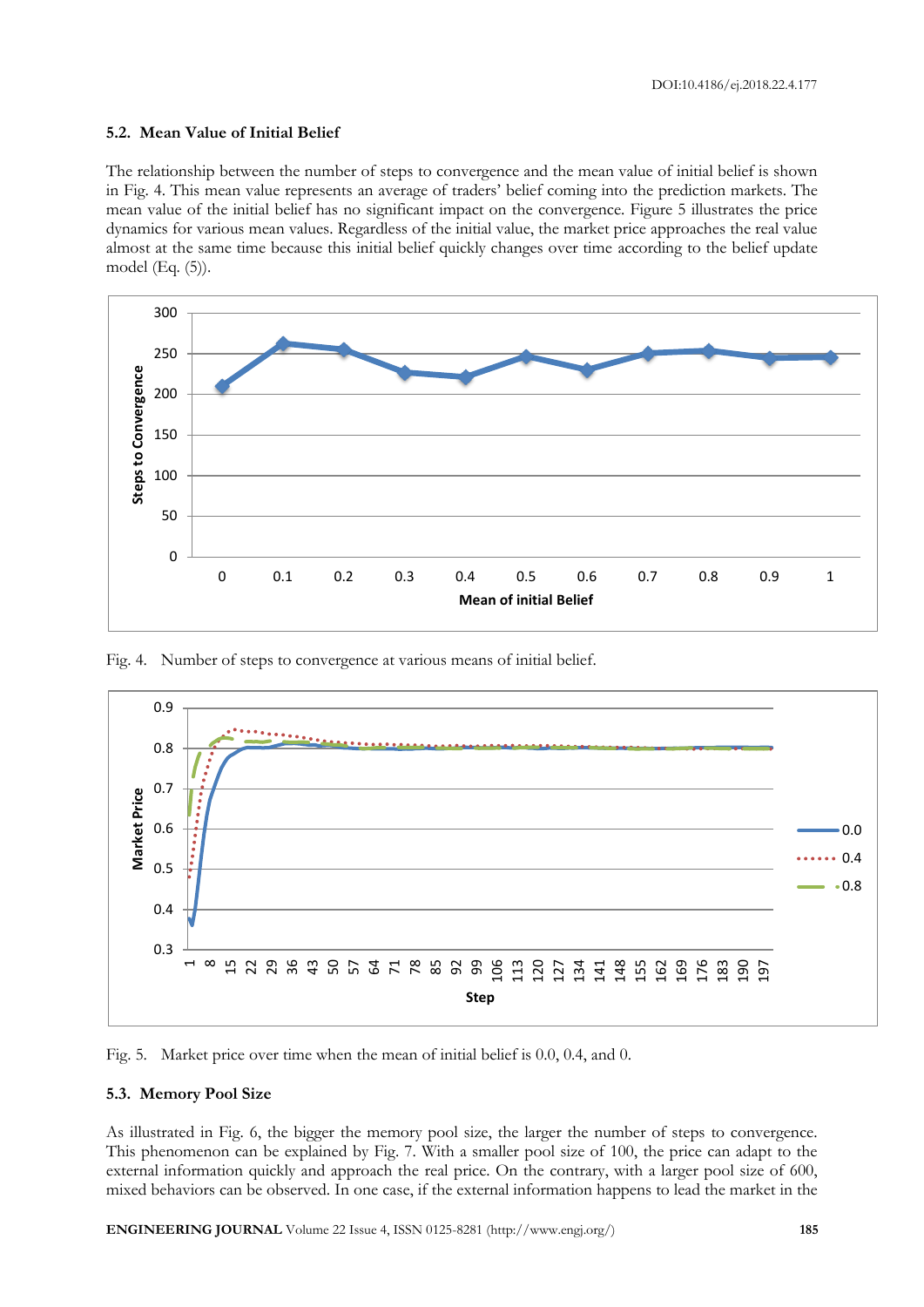### 5.2. Mean Value of Initial Belief

The relationship between the number of steps to convergence and the mean value of initial belief is shown in Fig. 4. This mean value represents an average of traders' belief coming into the prediction markets. The mean value of the initial belief has no significant impact on the convergence. Figure 5 illustrates the price dynamics for various mean values. Regardless of the initial value, the market price approaches the real value almost at the same time because this initial belief quickly changes over time according to the belief update model (Eq. (5)).

Fig. 4. Number of steps to convergence at various means of initial belief.

Fig. 5. Market price over time when the mean of initial belief is 0.0, 0.4, and 0.

### 5.3. Memory Pool Size

As illustrated in Fig. 6, the bigger the memory pool size, the larger the number of steps to convergence. This phenomenon can be explained by Fig. 7. With a smaller pool size of 100, the price can adapt to the external information quickly and approach the real price. On the contrary, with a larger pool size of 600, mixed behaviors can be observed. In one case, if the external information happens to lead the market in the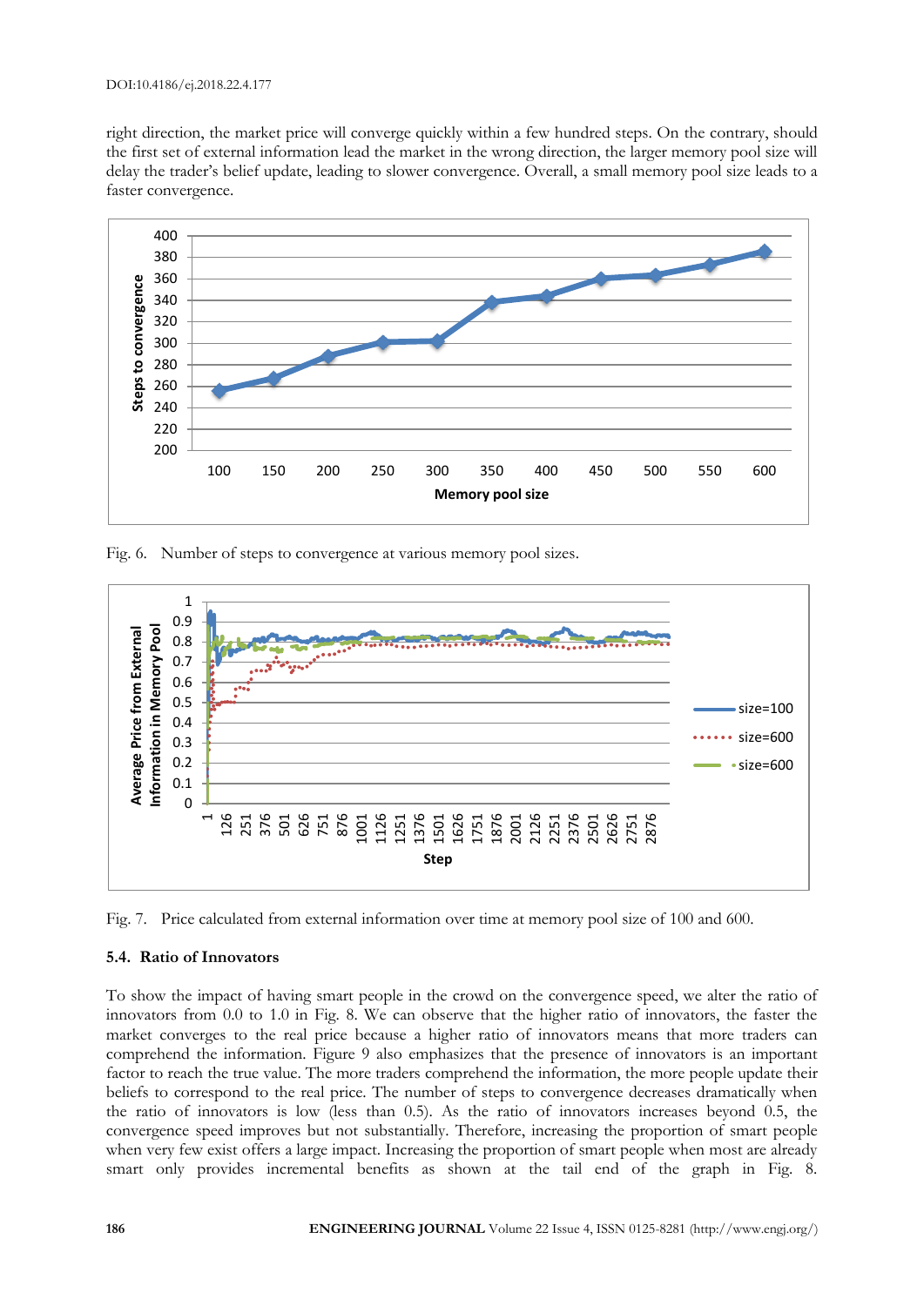right direction, the market price will converge quickly within a few hundred steps. On the contrary, should the first set of external information lead the market in the wrong direction, the larger memory pool size will delay the trader's belief update, leading to slower convergence. Overall, a small memory pool size leads to a faster convergence.

Fig. 6. Number of steps to convergence at various memory pool sizes.

Fig. 7. Price calculated from external information over time at memory pool size of 100 and 600.

### 5.4. Ratio of Innovators

To show the impact of having smart people in the crowd on the convergence speed, we alter the ratio of innovators from 0.0 to 1.0 in Fig. 8. We can observe that the higher ratio of innovators, the faster the market converges to the real price because a higher ratio of innovators means that more traders can comprehend the information. Figure 9 also emphasizes that the presence of innovators is an important factor to reach the true value. The more traders comprehend the information, the more people update their beliefs to correspond to the real price. The number of steps to convergence decreases dramatically when the ratio of innovators is low (less than 0.5). As the ratio of innovators increases beyond 0.5, the convergence speed improves but not substantially. Therefore, increasing the proportion of smart people when very few exist offers a large impact. Increasing the proportion of smart people when most are already smart only provides incremental benefits as shown at the tail end of the graph in Fig. 8.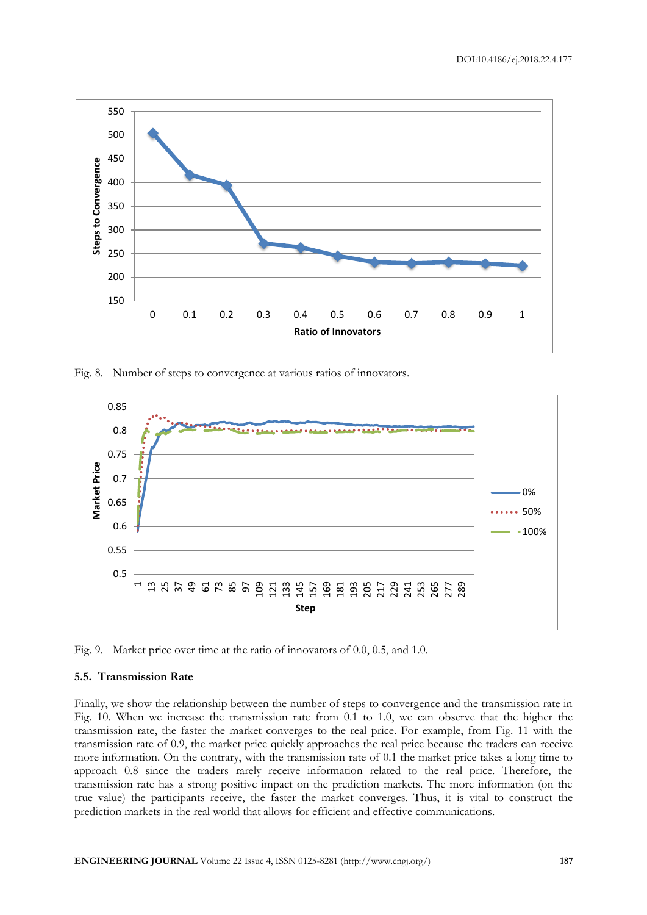Fig. 8. Number of steps to convergence at various ratios of innovators.

Fig. 9. Market price over time at the ratio of innovators of 0.0, 0.5, and 1.0.

### 5.5. Transmission Rate

Finally, we show the relationship between the number of steps to convergence and the transmission rate in Fig. 10. When we increase the transmission rate from 0.1 to 1.0, we can observe that the higher the transmission rate, the faster the market converges to the real price. For example, from Fig. 11 with the transmission rate of 0.9, the market price quickly approaches the real price because the traders can receive more information. On the contrary, with the transmission rate of 0.1 the market price takes a long time to approach 0.8 since the traders rarely receive information related to the real price. Therefore, the transmission rate has a strong positive impact on the prediction markets. The more information (on the true value) the participants receive, the faster the market converges. Thus, it is vital to construct the prediction markets in the real world that allows for efficient and effective communications.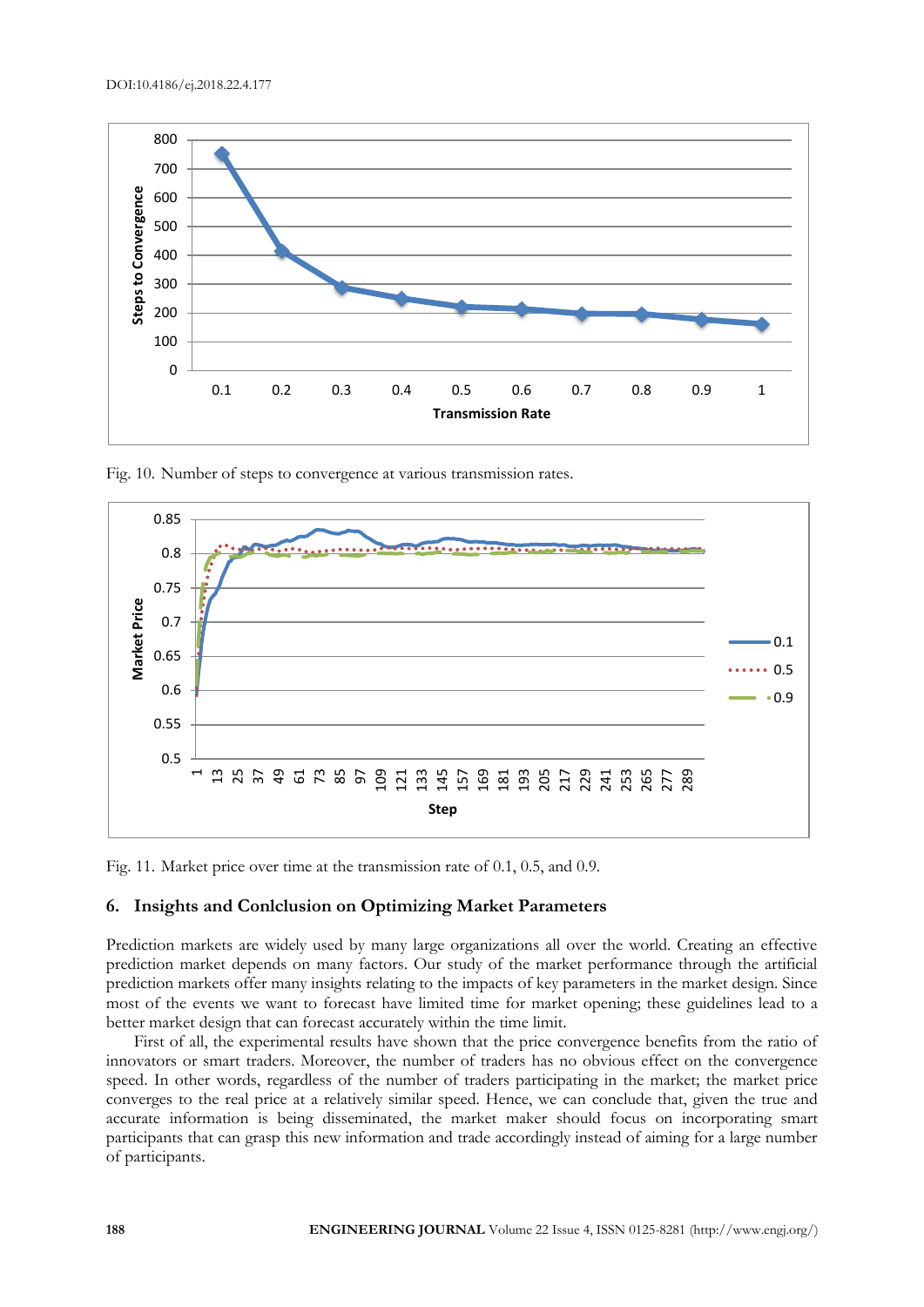Fig. 10. Number of steps to convergence at various transmission rates.

Fig. 11. Market price over time at the transmission rate of 0.1, 0.5, and 0.9.

## 6. Insights and Conlclusion on Optimizing Market Parameters

Prediction markets are widely used by many large organizations all over the world. Creating an effective prediction market depends on many factors. Our study of the market performance through the artificial prediction markets offer many insights relating to the impacts of key parameters in the market design. Since most of the events we want to forecast have limited time for market opening; these guidelines lead to a better market design that can forecast accurately within the time limit.

First of all, the experimental results have shown that the price convergence benefits from the ratio of innovators or smart traders. Moreover, the number of traders has no obvious effect on the convergence speed. In other words, regardless of the number of traders participating in the market; the market price converges to the real price at a relatively similar speed. Hence, we can conclude that, given the true and accurate information is being disseminated, the market maker should focus on incorporating smart participants that can grasp this new information and trade accordingly instead of aiming for a large number of participants.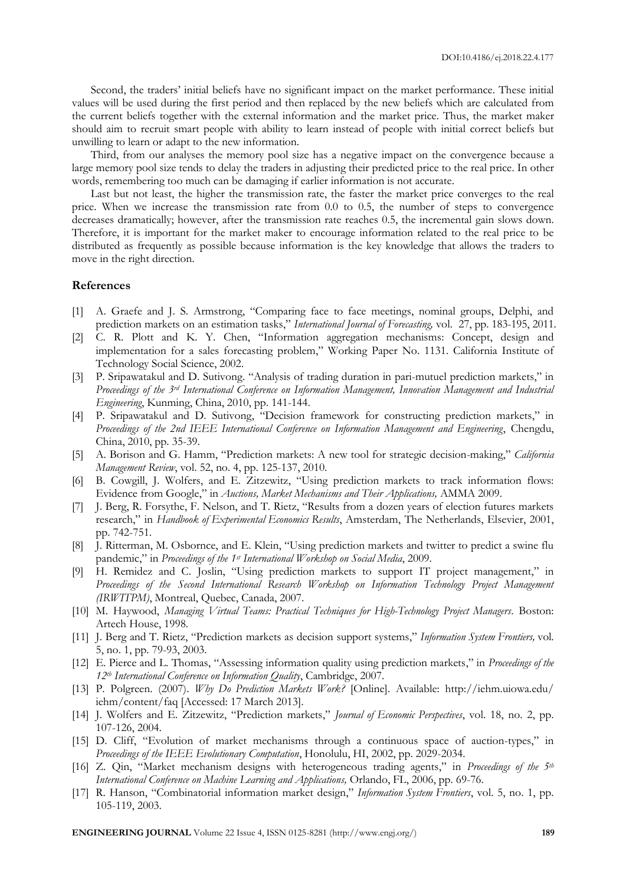Second, the traders' initial beliefs have no significant impact on the market performance. These initial values will be used during the first period and then replaced by the new beliefs which are calculated from the current beliefs together with the external information and the market price. Thus, the market maker should aim to recruit smart people with ability to learn instead of people with initial correct beliefs but unwilling to learn or adapt to the new information.

Third, from our analyses the memory pool size has a negative impact on the convergence because a large memory pool size tends to delay the traders in adjusting their predicted price to the real price. In other words, remembering too much can be damaging if earlier information is not accurate.

Last but not least, the higher the transmission rate, the faster the market price converges to the real price. When we increase the transmission rate from 0.0 to 0.5, the number of steps to convergence decreases dramatically; however, after the transmission rate reaches 0.5, the incremental gain slows down. Therefore, it is important for the market maker to encourage information related to the real price to be distributed as frequently as possible because information is the key knowledge that allows the traders to move in the right direction.

## References

[1] A. Graefe and J. S. Armstrong, "Comparing face to face meetings, nominal groups, Delphi, and prediction markets on an estimation tasks," *International Journal of Forecasting,* vol. 27, pp. 183-195, 2011.

[2] C. R. Plott and K. Y. Chen, "Information aggregation mechanisms: Concept, design and implementation for a sales forecasting problem," Working Paper No. 1131. California Institute of Technology Social Science, 2002.

[3] P. Sripawatakul and D. Sutivong. "Analysis of trading duration in pari-mutuel prediction markets," in *Proceedings of the 3rd International Conference on Information Management, Innovation Management and Industrial Engineering*, Kunming, China, 2010, pp. 141-144.

[4] P. Sripawatakul and D. Sutivong, "Decision framework for constructing prediction markets," in *Proceedings of the 2nd IEEE International Conference on Information Management and Engineering*, Chengdu, China, 2010, pp. 35-39.

[5] A. Borison and G. Hamm, "Prediction markets: A new tool for strategic decision-making," *California Management Review*, vol. 52, no. 4, pp. 125-137, 2010.

[6] B. Cowgill, J. Wolfers, and E. Zitzewitz, "Using prediction markets to track information flows: Evidence from Google," in *Auctions, Market Mechanisms and Their Applications,* AMMA 2009.

[7] J. Berg, R. Forsythe, F. Nelson, and T. Rietz, "Results from a dozen years of election futures markets research," in *Handbook of Experimental Economics Results*, Amsterdam, The Netherlands, Elsevier, 2001, pp. 742-751.

[8] J. Ritterman, M. Osbornce, and E. Klein, "Using prediction markets and twitter to predict a swine flu pandemic," in *Proceedings of the 1st International Workshop on Social Media*, 2009.

[9] H. Remidez and C. Joslin, "Using prediction markets to support IT project management," in *Proceedings of the Second International Research Workshop on Information Technology Project Management (IRWITPM)*, Montreal, Quebec, Canada, 2007.

[10] M. Haywood, *Managing Virtual Teams: Practical Techniques for High-Technology Project Managers*. Boston: Artech House, 1998.

[11] J. Berg and T. Rietz, "Prediction markets as decision support systems," *Information System Frontiers,* vol. 5, no. 1, pp. 79-93, 2003.

[12] E. Pierce and L. Thomas, "Assessing information quality using prediction markets," in *Proceedings of the 12th International Conference on Information Quality*, Cambridge, 2007.

[13] P. Polgreen. (2007). *Why Do Prediction Markets Work?* [Online]. Available: http://iehm.uiowa.edu/iehm/content/faq [Accessed: 17 March 2013].

[14] J. Wolfers and E. Zitzewitz, "Prediction markets," *Journal of Economic Perspectives*, vol. 18, no. 2, pp. 107-126, 2004.

[15] D. Cliff, "Evolution of market mechanisms through a continuous space of auction-types," in *Proceedings of the IEEE Evolutionary Computation*, Honolulu, HI, 2002, pp. 2029-2034.

[16] Z. Qin, "Market mechanism designs with heterogeneous trading agents," in *Proceedings of the 5th International Conference on Machine Learning and Applications,* Orlando, FL, 2006, pp. 69-76.

[17] R. Hanson, "Combinatorial information market design," *Information System Frontiers*, vol. 5, no. 1, pp. 105-119, 2003.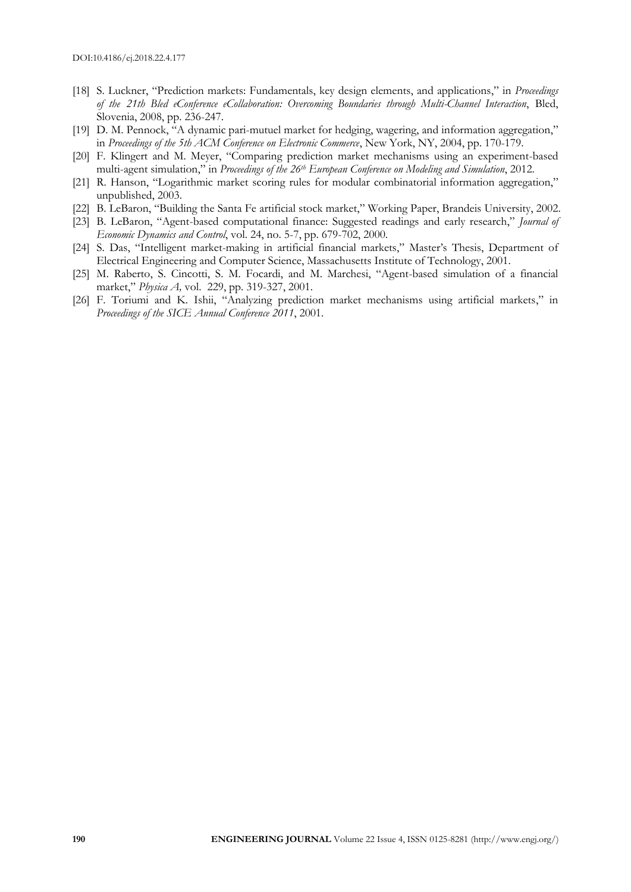[18] S. Luckner, "Prediction markets: Fundamentals, key design elements, and applications," in *Proceedings of the 21th Bled eConference eCollaboration: Overcoming Boundaries through Multi-Channel Interaction*, Bled, Slovenia, 2008, pp. 236-247.

[19] D. M. Pennock, "A dynamic pari-mutuel market for hedging, wagering, and information aggregation," in *Proceedings of the 5th ACM Conference on Electronic Commerce*, New York, NY, 2004, pp. 170-179.

[20] F. Klingert and M. Meyer, "Comparing prediction market mechanisms using an experiment-based multi-agent simulation," in *Proceedings of the 26th European Conference on Modeling and Simulation*, 2012.

[21] R. Hanson, "Logarithmic market scoring rules for modular combinatorial information aggregation," unpublished, 2003.

[22] B. LeBaron, "Building the Santa Fe artificial stock market," Working Paper, Brandeis University, 2002.

[23] B. LeBaron, "Agent-based computational finance: Suggested readings and early research," *Journal of Economic Dynamics and Control*, vol. 24, no. 5-7, pp. 679-702, 2000.

[24] S. Das, "Intelligent market-making in artificial financial markets," Master's Thesis, Department of Electrical Engineering and Computer Science, Massachusetts Institute of Technology, 2001.

[25] M. Raberto, S. Cincotti, S. M. Focardi, and M. Marchesi, "Agent-based simulation of a financial market," *Physica A,* vol. 229, pp. 319-327, 2001.

[26] F. Toriumi and K. Ishii, "Analyzing prediction market mechanisms using artificial markets," in *Proceedings of the SICE Annual Conference 2011*, 2001.